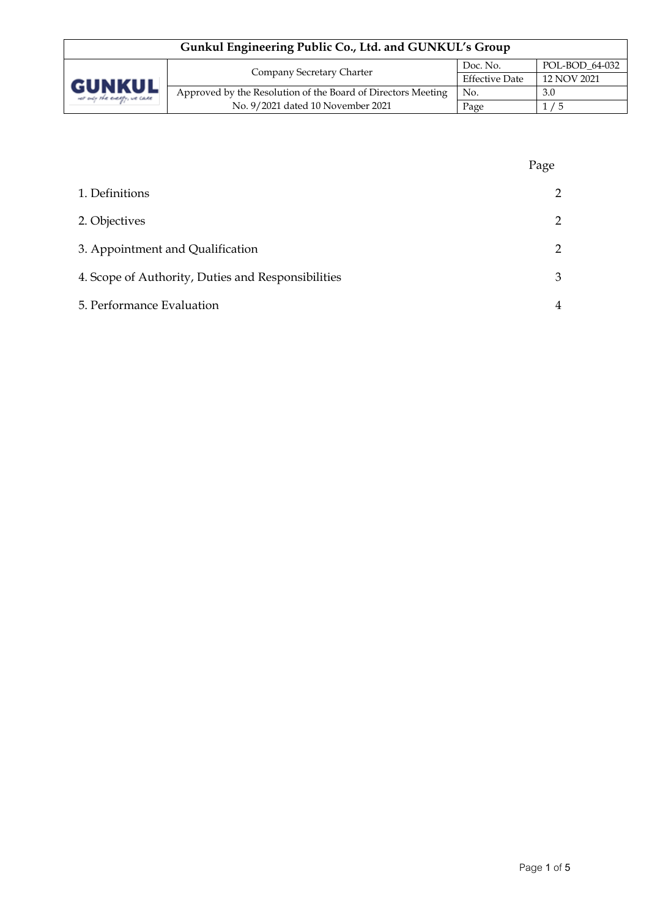| Gunkul Engineering Public Co., Ltd. and GUNKUL's Group | | | |
|---|---|---|---|
| GUNKUL | Company Secretary Charter | Doc. No. | POL-BOD_64-032 |
| | | Effective Date | 12 NOV 2021 |
| | Approved by the Resolution of the Board of Directors Meeting No. 9/2021 dated 10 November 2021 | No. | 3.0 |
| | | Page | 1 / 5 |

| | Page |
|---|---|
| 1. Definitions | 2 |
| 2. Objectives | 2 |
| 3. Appointment and Qualification | 2 |
| 4. Scope of Authority, Duties and Responsibilities | 3 |
| 5. Performance Evaluation | 4 |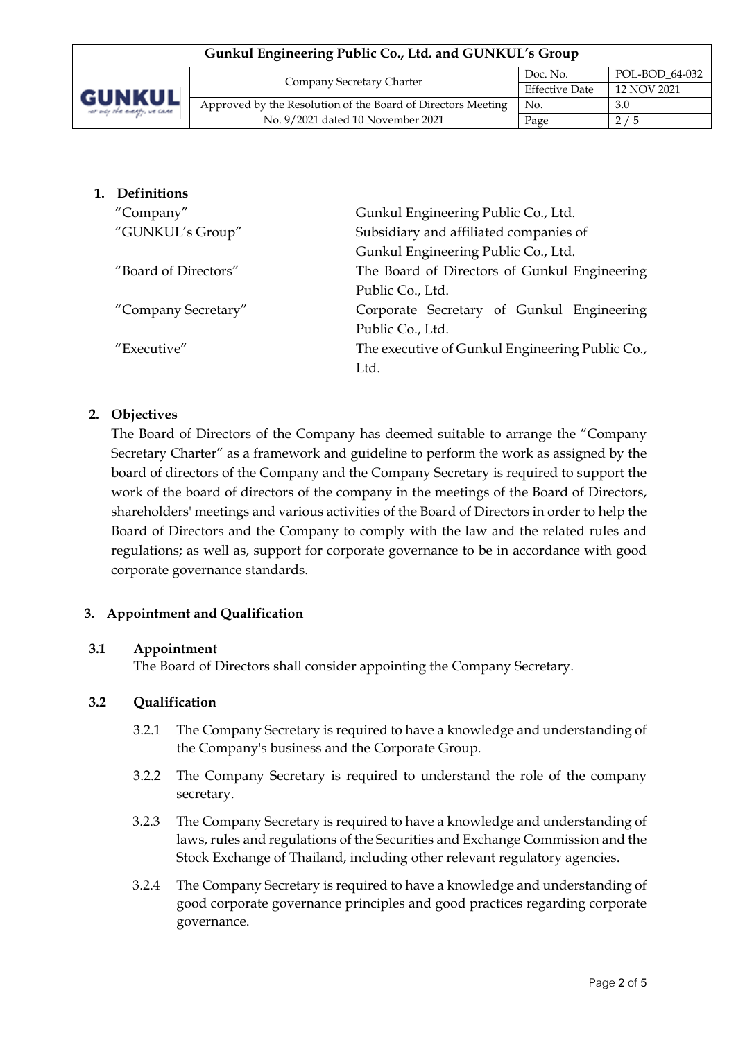## 1. Definitions

| | |
|---|---|
| "Company" | Gunkul Engineering Public Co., Ltd. |
| "GUNKUL's Group" | Subsidiary and affiliated companies of Gunkul Engineering Public Co., Ltd. |
| "Board of Directors" | The Board of Directors of Gunkul Engineering Public Co., Ltd. |
| "Company Secretary" | Corporate Secretary of Gunkul Engineering Public Co., Ltd. |
| "Executive" | The executive of Gunkul Engineering Public Co., Ltd. |

## 2. Objectives

The Board of Directors of the Company has deemed suitable to arrange the "Company Secretary Charter" as a framework and guideline to perform the work as assigned by the board of directors of the Company and the Company Secretary is required to support the work of the board of directors of the company in the meetings of the Board of Directors, shareholders' meetings and various activities of the Board of Directors in order to help the Board of Directors and the Company to comply with the law and the related rules and regulations; as well as, support for corporate governance to be in accordance with good corporate governance standards.

## 3. Appointment and Qualification

### 3.1 Appointment

The Board of Directors shall consider appointing the Company Secretary.

### 3.2 Qualification

3.2.1 The Company Secretary is required to have a knowledge and understanding of the Company's business and the Corporate Group.

3.2.2 The Company Secretary is required to understand the role of the company secretary.

3.2.3 The Company Secretary is required to have a knowledge and understanding of laws, rules and regulations of the Securities and Exchange Commission and the Stock Exchange of Thailand, including other relevant regulatory agencies.

3.2.4 The Company Secretary is required to have a knowledge and understanding of good corporate governance principles and good practices regarding corporate governance.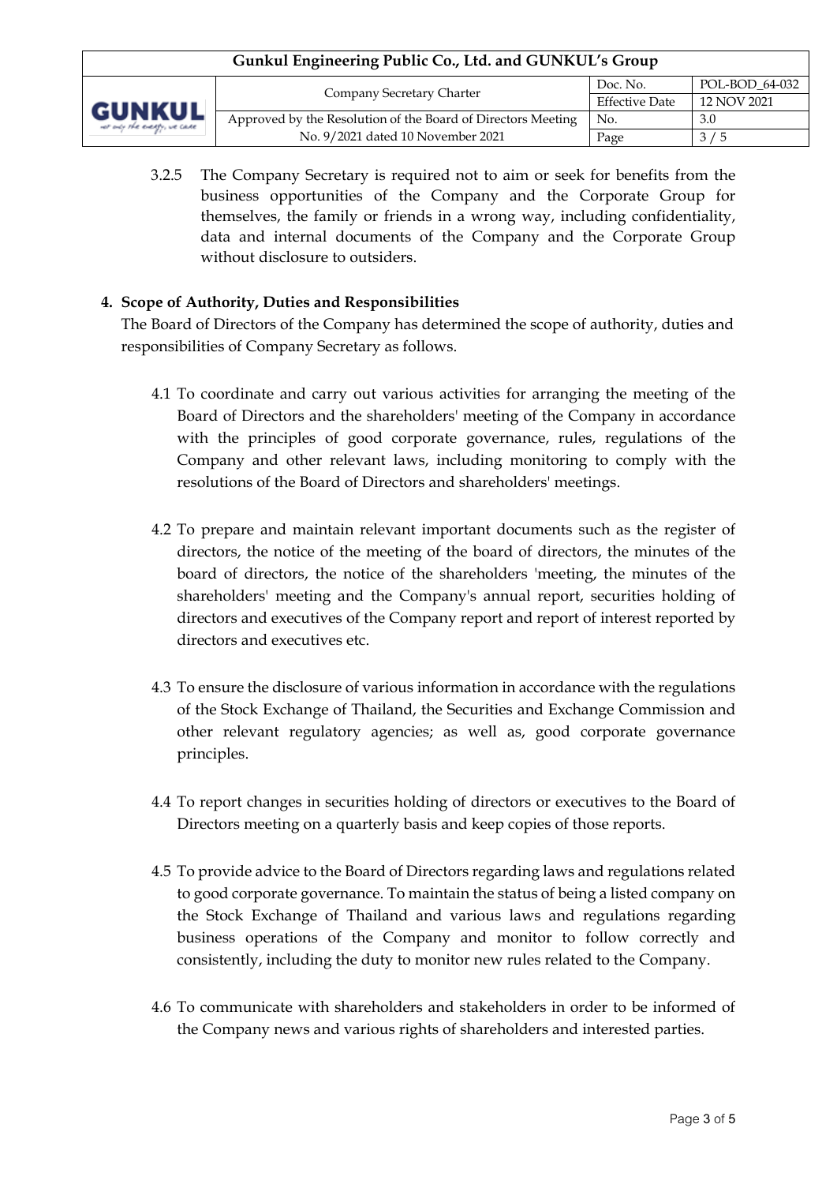3.2.5 The Company Secretary is required not to aim or seek for benefits from the business opportunities of the Company and the Corporate Group for themselves, the family or friends in a wrong way, including confidentiality, data and internal documents of the Company and the Corporate Group without disclosure to outsiders.

**4. Scope of Authority, Duties and Responsibilities**

The Board of Directors of the Company has determined the scope of authority, duties and responsibilities of Company Secretary as follows.

4.1 To coordinate and carry out various activities for arranging the meeting of the Board of Directors and the shareholders' meeting of the Company in accordance with the principles of good corporate governance, rules, regulations of the Company and other relevant laws, including monitoring to comply with the resolutions of the Board of Directors and shareholders' meetings.

4.2 To prepare and maintain relevant important documents such as the register of directors, the notice of the meeting of the board of directors, the minutes of the board of directors, the notice of the shareholders 'meeting, the minutes of the shareholders' meeting and the Company's annual report, securities holding of directors and executives of the Company report and report of interest reported by directors and executives etc.

4.3 To ensure the disclosure of various information in accordance with the regulations of the Stock Exchange of Thailand, the Securities and Exchange Commission and other relevant regulatory agencies; as well as, good corporate governance principles.

4.4 To report changes in securities holding of directors or executives to the Board of Directors meeting on a quarterly basis and keep copies of those reports.

4.5 To provide advice to the Board of Directors regarding laws and regulations related to good corporate governance. To maintain the status of being a listed company on the Stock Exchange of Thailand and various laws and regulations regarding business operations of the Company and monitor to follow correctly and consistently, including the duty to monitor new rules related to the Company.

4.6 To communicate with shareholders and stakeholders in order to be informed of the Company news and various rights of shareholders and interested parties.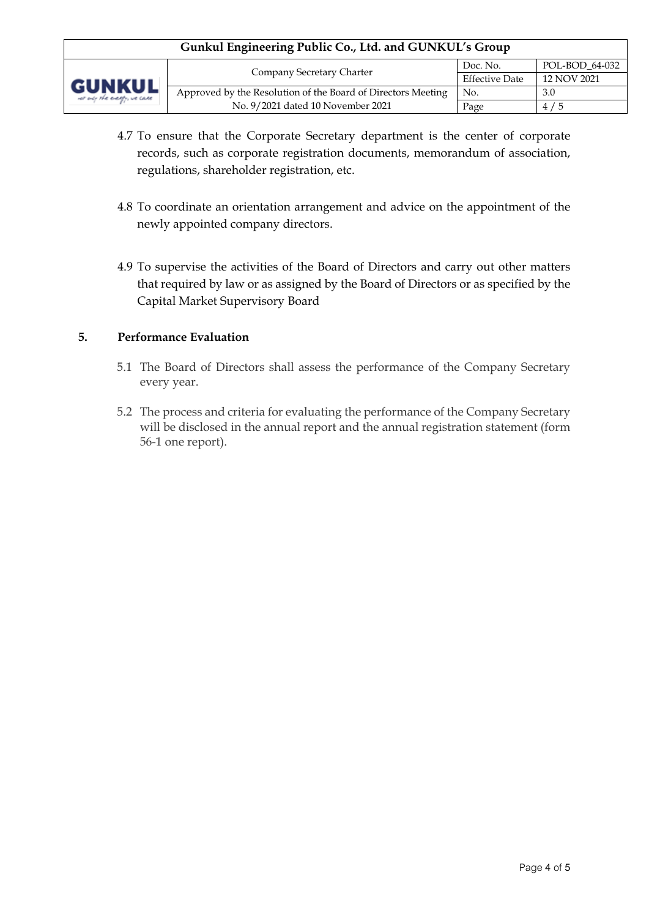4.7 To ensure that the Corporate Secretary department is the center of corporate records, such as corporate registration documents, memorandum of association, regulations, shareholder registration, etc.

4.8 To coordinate an orientation arrangement and advice on the appointment of the newly appointed company directors.

4.9 To supervise the activities of the Board of Directors and carry out other matters that required by law or as assigned by the Board of Directors or as specified by the Capital Market Supervisory Board

## 5. Performance Evaluation

5.1 The Board of Directors shall assess the performance of the Company Secretary every year.

5.2 The process and criteria for evaluating the performance of the Company Secretary will be disclosed in the annual report and the annual registration statement (form 56-1 one report).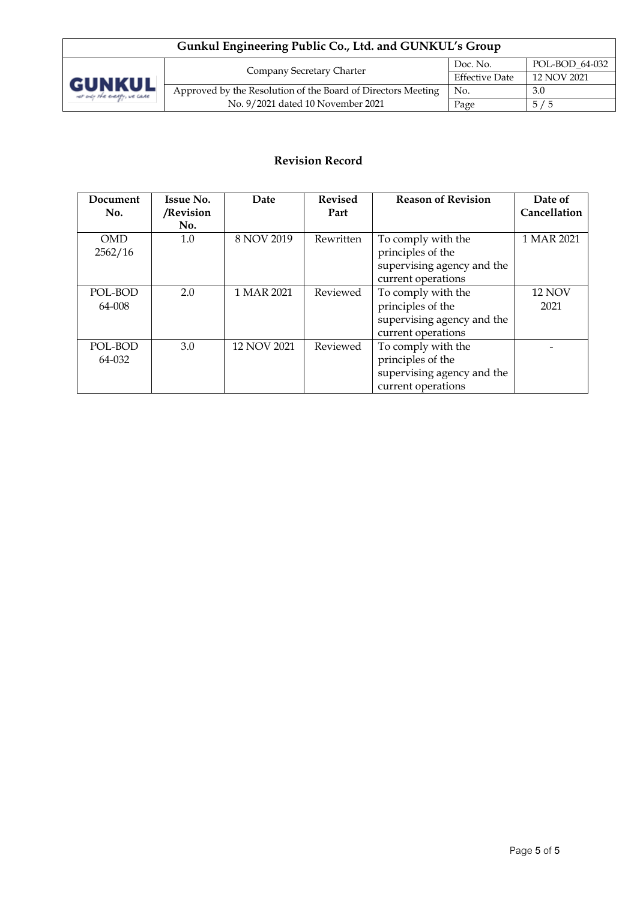## Revision Record

| Document No. | Issue No. /Revision No. | Date | Revised Part | Reason of Revision | Date of Cancellation |
|---|---|---|---|---|---|
| OMD 2562/16 | 1.0 | 8 NOV 2019 | Rewritten | To comply with the principles of the supervising agency and the current operations | 1 MAR 2021 |
| POL-BOD 64-008 | 2.0 | 1 MAR 2021 | Reviewed | To comply with the principles of the supervising agency and the current operations | 12 NOV 2021 |
| POL-BOD 64-032 | 3.0 | 12 NOV 2021 | Reviewed | To comply with the principles of the supervising agency and the current operations | - |